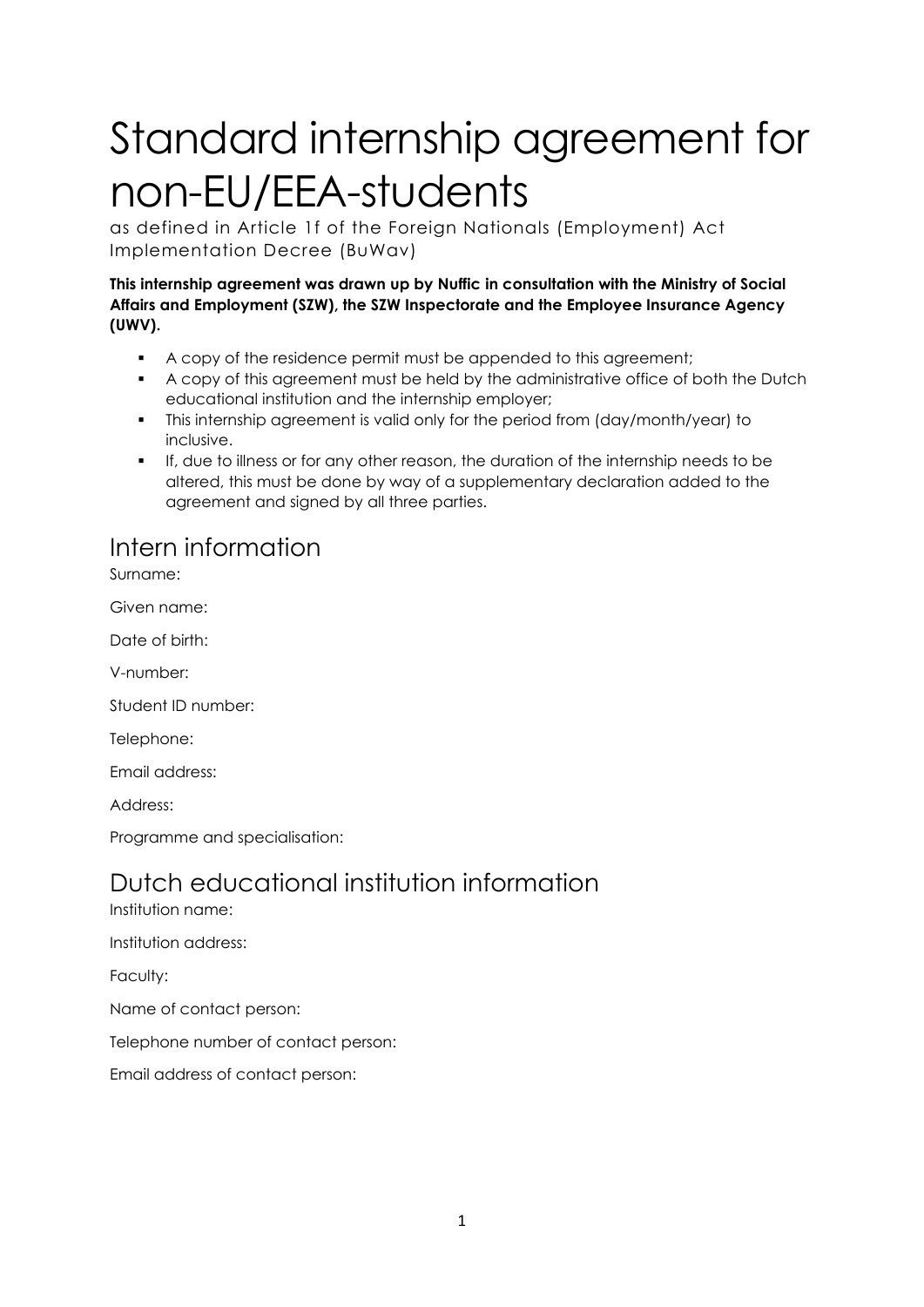# Standard internship agreement for non-EU/EEA-students

as defined in Article 1f of the Foreign Nationals (Employment) Act Implementation Decree (BuWav)

**This internship agreement was drawn up by Nuffic in consultation with the Ministry of Social Affairs and Employment (SZW), the SZW Inspectorate and the Employee Insurance Agency (UWV).**

- A copy of the residence permit must be appended to this agreement;
- A copy of this agreement must be held by the administrative office of both the Dutch educational institution and the internship employer;
- This internship agreement is valid only for the period from (day/month/year) to inclusive.
- If, due to illness or for any other reason, the duration of the internship needs to be altered, this must be done by way of a supplementary declaration added to the agreement and signed by all three parties.

## Intern information

Surname:

Given name:

Date of birth:

V-number:

Student ID number:

Telephone:

Email address:

Address:

Programme and specialisation:

## Dutch educational institution information

Institution name:

Institution address:

Faculty:

Name of contact person:

Telephone number of contact person:

Email address of contact person: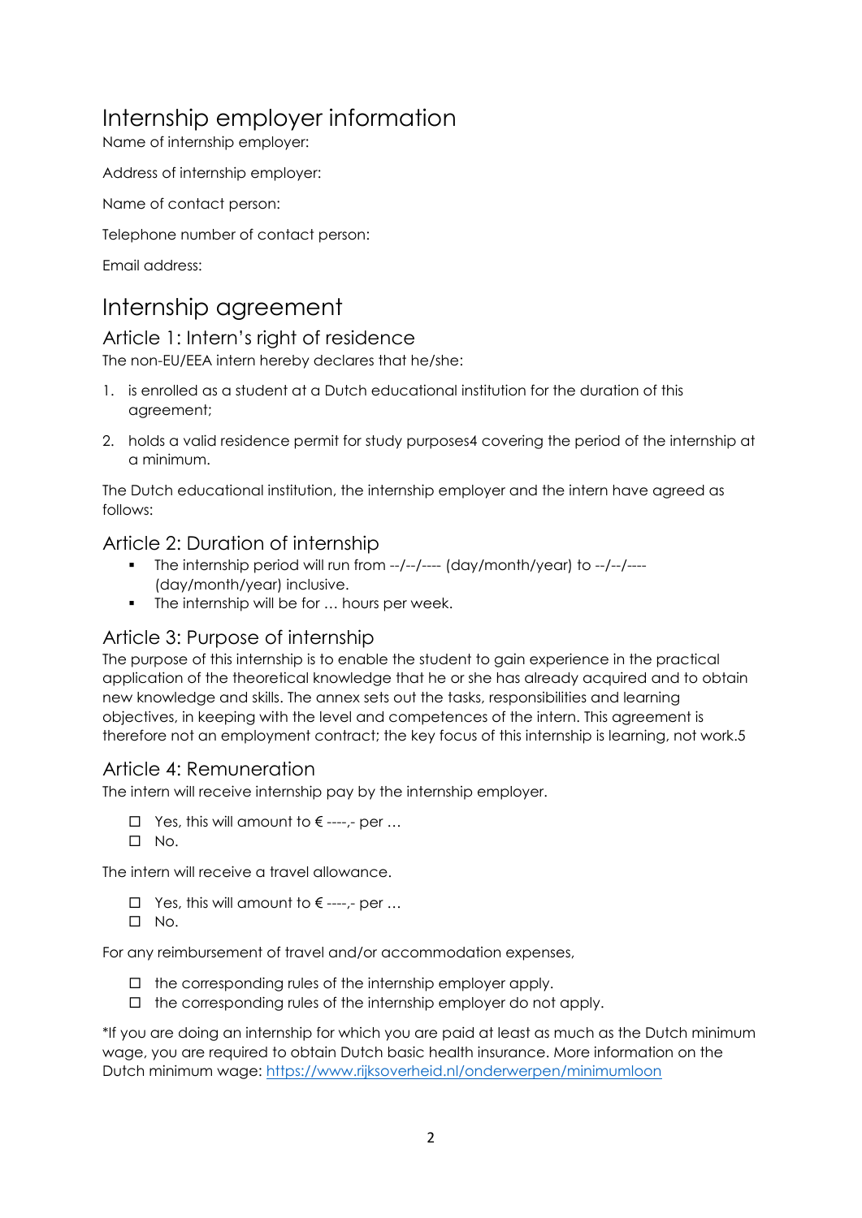# Internship employer information

Name of internship employer:

Address of internship employer:

Name of contact person:

Telephone number of contact person:

Email address:

# Internship agreement

## Article 1: Intern's right of residence

The non-EU/EEA intern hereby declares that he/she:

1. is enrolled as a student at a Dutch educational institution for the duration of this agreement;
2. holds a valid residence permit for study purposes[4] covering the period of the internship at a minimum.

The Dutch educational institution, the internship employer and the intern have agreed as follows:

## Article 2: Duration of internship

- The internship period will run from --/--/---- (day/month/year) to --/--/---- (day/month/year) inclusive.
- The internship will be for … hours per week.

## Article 3: Purpose of internship

The purpose of this internship is to enable the student to gain experience in the practical application of the theoretical knowledge that he or she has already acquired and to obtain new knowledge and skills. The annex sets out the tasks, responsibilities and learning objectives, in keeping with the level and competences of the intern. This agreement is therefore not an employment contract; the key focus of this internship is learning, not work.[5]

## Article 4: Remuneration

The intern will receive internship pay by the internship employer.

- ☐ Yes, this will amount to € ----,- per …
- ☐ No.

The intern will receive a travel allowance.

- ☐ Yes, this will amount to € ----,- per …
- ☐ No.

For any reimbursement of travel and/or accommodation expenses,

- ☐ the corresponding rules of the internship employer apply.
- ☐ the corresponding rules of the internship employer do not apply.

*If you are doing an internship for which you are paid at least as much as the Dutch minimum wage, you are required to obtain Dutch basic health insurance. More information on the Dutch minimum wage: https://www.rijksoverheid.nl/onderwerpen/minimumloon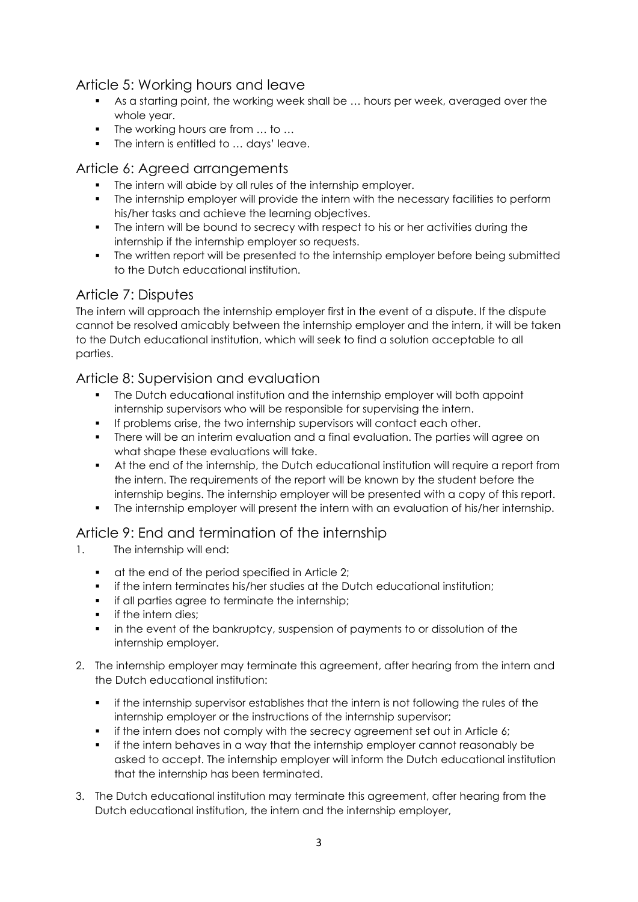## Article 5: Working hours and leave

- As a starting point, the working week shall be … hours per week, averaged over the whole year.
- The working hours are from … to …
- The intern is entitled to … days' leave.

## Article 6: Agreed arrangements

- The intern will abide by all rules of the internship employer.
- The internship employer will provide the intern with the necessary facilities to perform his/her tasks and achieve the learning objectives.
- The intern will be bound to secrecy with respect to his or her activities during the internship if the internship employer so requests.
- The written report will be presented to the internship employer before being submitted to the Dutch educational institution.

## Article 7: Disputes

The intern will approach the internship employer first in the event of a dispute. If the dispute cannot be resolved amicably between the internship employer and the intern, it will be taken to the Dutch educational institution, which will seek to find a solution acceptable to all parties.

## Article 8: Supervision and evaluation

- The Dutch educational institution and the internship employer will both appoint internship supervisors who will be responsible for supervising the intern.
- If problems arise, the two internship supervisors will contact each other.
- There will be an interim evaluation and a final evaluation. The parties will agree on what shape these evaluations will take.
- At the end of the internship, the Dutch educational institution will require a report from the intern. The requirements of the report will be known by the student before the internship begins. The internship employer will be presented with a copy of this report.
- The internship employer will present the intern with an evaluation of his/her internship.

## Article 9: End and termination of the internship

1. The internship will end:

   - at the end of the period specified in Article 2;
   - if the intern terminates his/her studies at the Dutch educational institution;
   - if all parties agree to terminate the internship;
   - if the intern dies;
   - in the event of the bankruptcy, suspension of payments to or dissolution of the internship employer.

2. The internship employer may terminate this agreement, after hearing from the intern and the Dutch educational institution:

   - if the internship supervisor establishes that the intern is not following the rules of the internship employer or the instructions of the internship supervisor;
   - if the intern does not comply with the secrecy agreement set out in Article 6;
   - if the intern behaves in a way that the internship employer cannot reasonably be asked to accept. The internship employer will inform the Dutch educational institution that the internship has been terminated.

3. The Dutch educational institution may terminate this agreement, after hearing from the Dutch educational institution, the intern and the internship employer,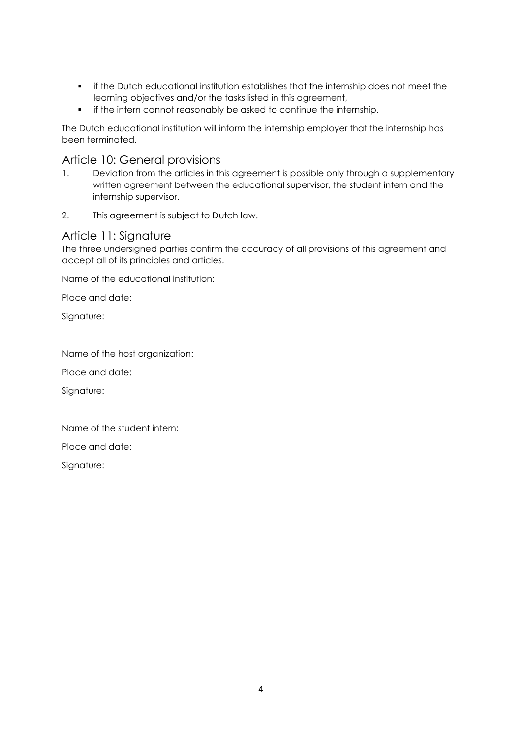- if the Dutch educational institution establishes that the internship does not meet the learning objectives and/or the tasks listed in this agreement,
- if the intern cannot reasonably be asked to continue the internship.

The Dutch educational institution will inform the internship employer that the internship has been terminated.

## Article 10: General provisions

1. Deviation from the articles in this agreement is possible only through a supplementary written agreement between the educational supervisor, the student intern and the internship supervisor.
2. This agreement is subject to Dutch law.

## Article 11: Signature

The three undersigned parties confirm the accuracy of all provisions of this agreement and accept all of its principles and articles.

Name of the educational institution:

Place and date:

Signature:

Name of the host organization:

Place and date:

Signature:

Name of the student intern:

Place and date:

Signature: